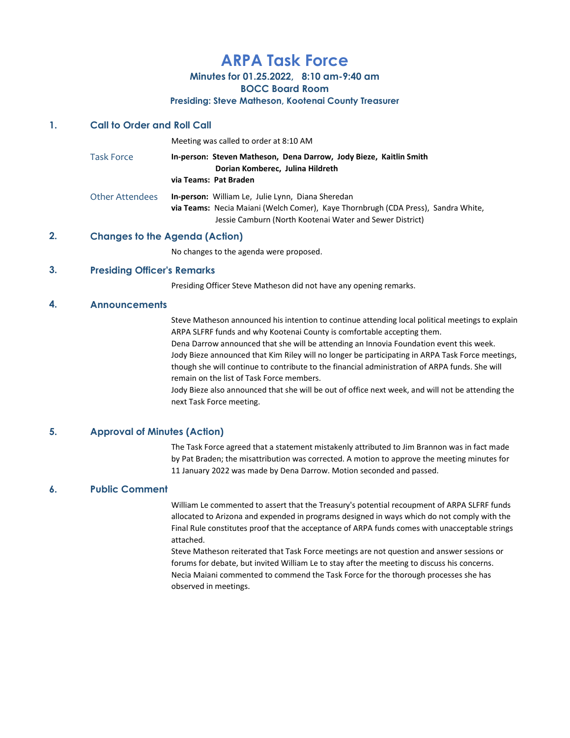# ARPA Task Force

### Minutes for 01.25.2022, 8:10 am-9:40 am
### BOCC Board Room
### Presiding: Steve Matheson, Kootenai County Treasurer

## 1. Call to Order and Roll Call

Meeting was called to order at 8:10 AM

**Task Force**
**In-person:** **Steven Matheson, Dena Darrow, Jody Bieze, Kaitlin Smith Dorian Komberec, Julina Hildreth**
**via Teams:** **Pat Braden**

**Other Attendees**
**In-person:** William Le, Julie Lynn, Diana Sheredan
**via Teams:** Necia Maiani (Welch Comer), Kaye Thornbrugh (CDA Press), Sandra White, Jessie Camburn (North Kootenai Water and Sewer District)

## 2. Changes to the Agenda (Action)

No changes to the agenda were proposed.

## 3. Presiding Officer's Remarks

Presiding Officer Steve Matheson did not have any opening remarks.

## 4. Announcements

Steve Matheson announced his intention to continue attending local political meetings to explain ARPA SLFRF funds and why Kootenai County is comfortable accepting them.
Dena Darrow announced that she will be attending an Innovia Foundation event this week.
Jody Bieze announced that Kim Riley will no longer be participating in ARPA Task Force meetings, though she will continue to contribute to the financial administration of ARPA funds. She will remain on the list of Task Force members.
Jody Bieze also announced that she will be out of office next week, and will not be attending the next Task Force meeting.

## 5. Approval of Minutes (Action)

The Task Force agreed that a statement mistakenly attributed to Jim Brannon was in fact made by Pat Braden; the misattribution was corrected. A motion to approve the meeting minutes for 11 January 2022 was made by Dena Darrow. Motion seconded and passed.

## 6. Public Comment

William Le commented to assert that the Treasury's potential recoupment of ARPA SLFRF funds allocated to Arizona and expended in programs designed in ways which do not comply with the Final Rule constitutes proof that the acceptance of ARPA funds comes with unacceptable strings attached.
Steve Matheson reiterated that Task Force meetings are not question and answer sessions or forums for debate, but invited William Le to stay after the meeting to discuss his concerns.
Necia Maiani commented to commend the Task Force for the thorough processes she has observed in meetings.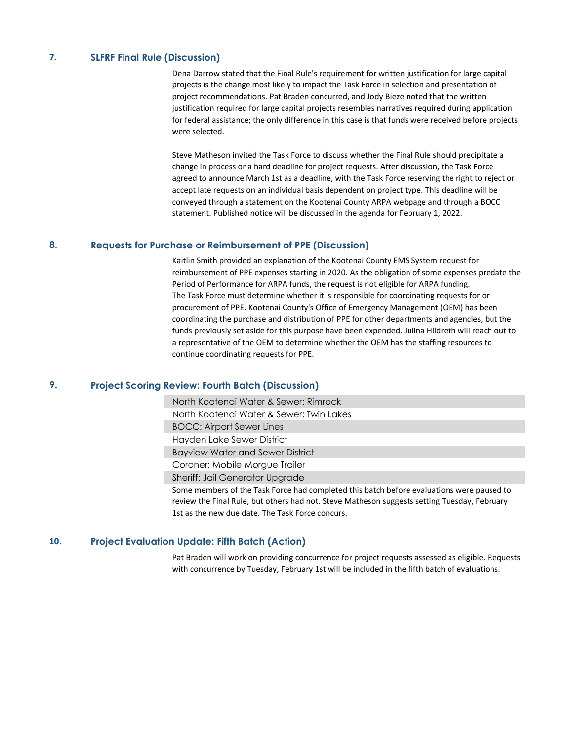## 7. SLFRF Final Rule (Discussion)

Dena Darrow stated that the Final Rule's requirement for written justification for large capital projects is the change most likely to impact the Task Force in selection and presentation of project recommendations. Pat Braden concurred, and Jody Bieze noted that the written justification required for large capital projects resembles narratives required during application for federal assistance; the only difference in this case is that funds were received before projects were selected.

Steve Matheson invited the Task Force to discuss whether the Final Rule should precipitate a change in process or a hard deadline for project requests. After discussion, the Task Force agreed to announce March 1st as a deadline, with the Task Force reserving the right to reject or accept late requests on an individual basis dependent on project type. This deadline will be conveyed through a statement on the Kootenai County ARPA webpage and through a BOCC statement. Published notice will be discussed in the agenda for February 1, 2022.

## 8. Requests for Purchase or Reimbursement of PPE (Discussion)

Kaitlin Smith provided an explanation of the Kootenai County EMS System request for reimbursement of PPE expenses starting in 2020. As the obligation of some expenses predate the Period of Performance for ARPA funds, the request is not eligible for ARPA funding. The Task Force must determine whether it is responsible for coordinating requests for or procurement of PPE. Kootenai County's Office of Emergency Management (OEM) has been coordinating the purchase and distribution of PPE for other departments and agencies, but the funds previously set aside for this purpose have been expended. Julina Hildreth will reach out to a representative of the OEM to determine whether the OEM has the staffing resources to continue coordinating requests for PPE.

## 9. Project Scoring Review: Fourth Batch (Discussion)

- North Kootenai Water & Sewer: Rimrock
- North Kootenai Water & Sewer: Twin Lakes
- BOCC: Airport Sewer Lines
- Hayden Lake Sewer District
- Bayview Water and Sewer District
- Coroner: Mobile Morgue Trailer
- Sheriff: Jail Generator Upgrade

Some members of the Task Force had completed this batch before evaluations were paused to review the Final Rule, but others had not. Steve Matheson suggests setting Tuesday, February 1st as the new due date. The Task Force concurs.

## 10. Project Evaluation Update: Fifth Batch (Action)

Pat Braden will work on providing concurrence for project requests assessed as eligible. Requests with concurrence by Tuesday, February 1st will be included in the fifth batch of evaluations.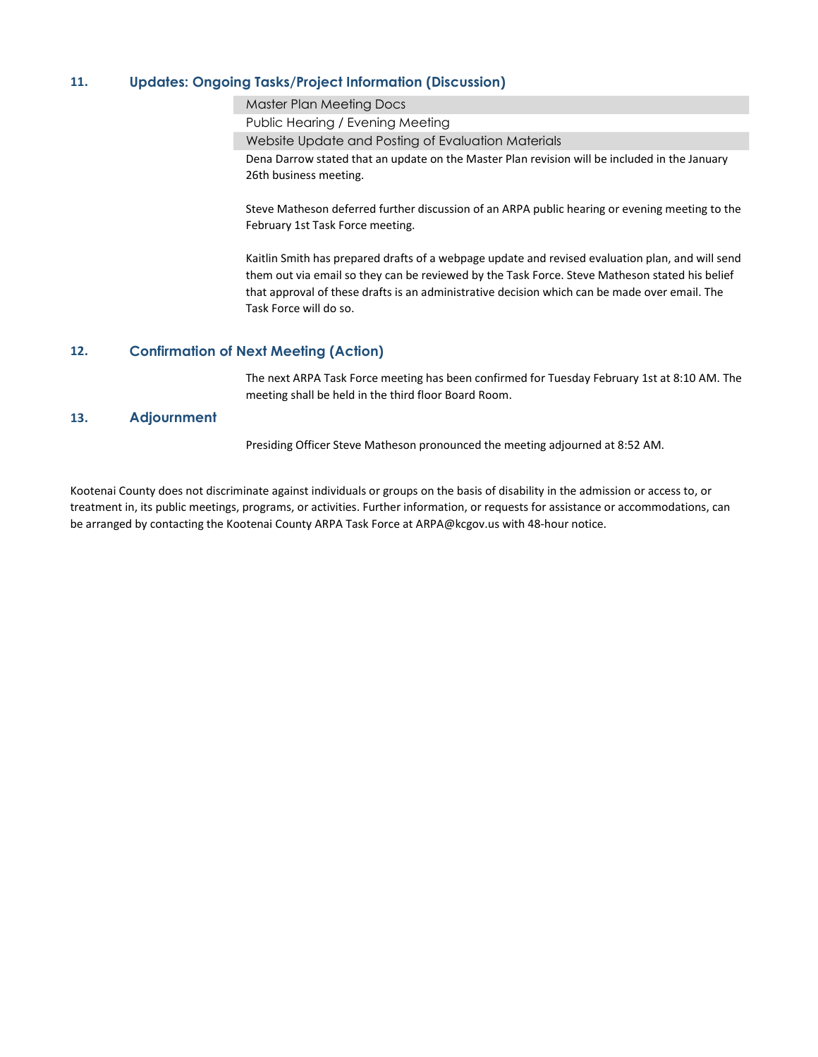## 11. Updates: Ongoing Tasks/Project Information (Discussion)

Master Plan Meeting Docs

Public Hearing / Evening Meeting

Website Update and Posting of Evaluation Materials

Dena Darrow stated that an update on the Master Plan revision will be included in the January 26th business meeting.

Steve Matheson deferred further discussion of an ARPA public hearing or evening meeting to the February 1st Task Force meeting.

Kaitlin Smith has prepared drafts of a webpage update and revised evaluation plan, and will send them out via email so they can be reviewed by the Task Force. Steve Matheson stated his belief that approval of these drafts is an administrative decision which can be made over email. The Task Force will do so.

## 12. Confirmation of Next Meeting (Action)

The next ARPA Task Force meeting has been confirmed for Tuesday February 1st at 8:10 AM. The meeting shall be held in the third floor Board Room.

## 13. Adjournment

Presiding Officer Steve Matheson pronounced the meeting adjourned at 8:52 AM.

Kootenai County does not discriminate against individuals or groups on the basis of disability in the admission or access to, or treatment in, its public meetings, programs, or activities. Further information, or requests for assistance or accommodations, can be arranged by contacting the Kootenai County ARPA Task Force at ARPA@kcgov.us with 48-hour notice.